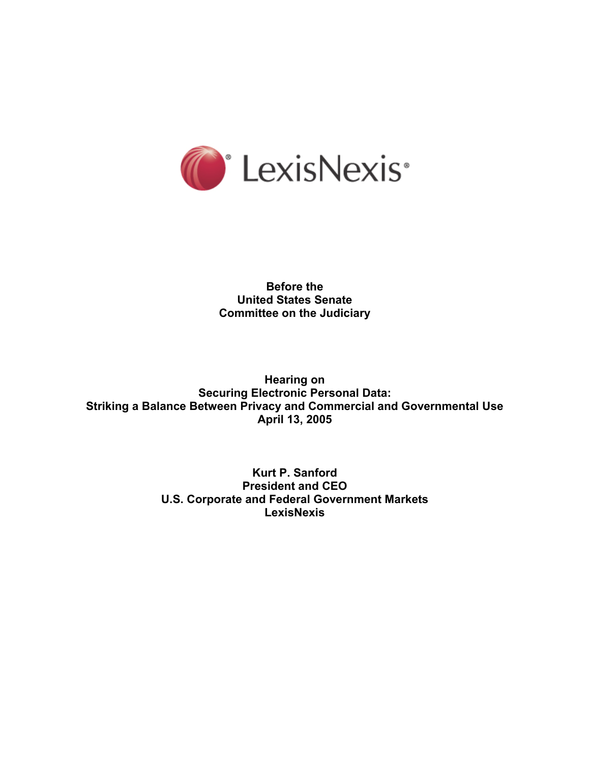LexisNexis®

**Before the**
**United States Senate**
**Committee on the Judiciary**

**Hearing on**
**Securing Electronic Personal Data:**
**Striking a Balance Between Privacy and Commercial and Governmental Use**
**April 13, 2005**

**Kurt P. Sanford**
**President and CEO**
**U.S. Corporate and Federal Government Markets**
**LexisNexis**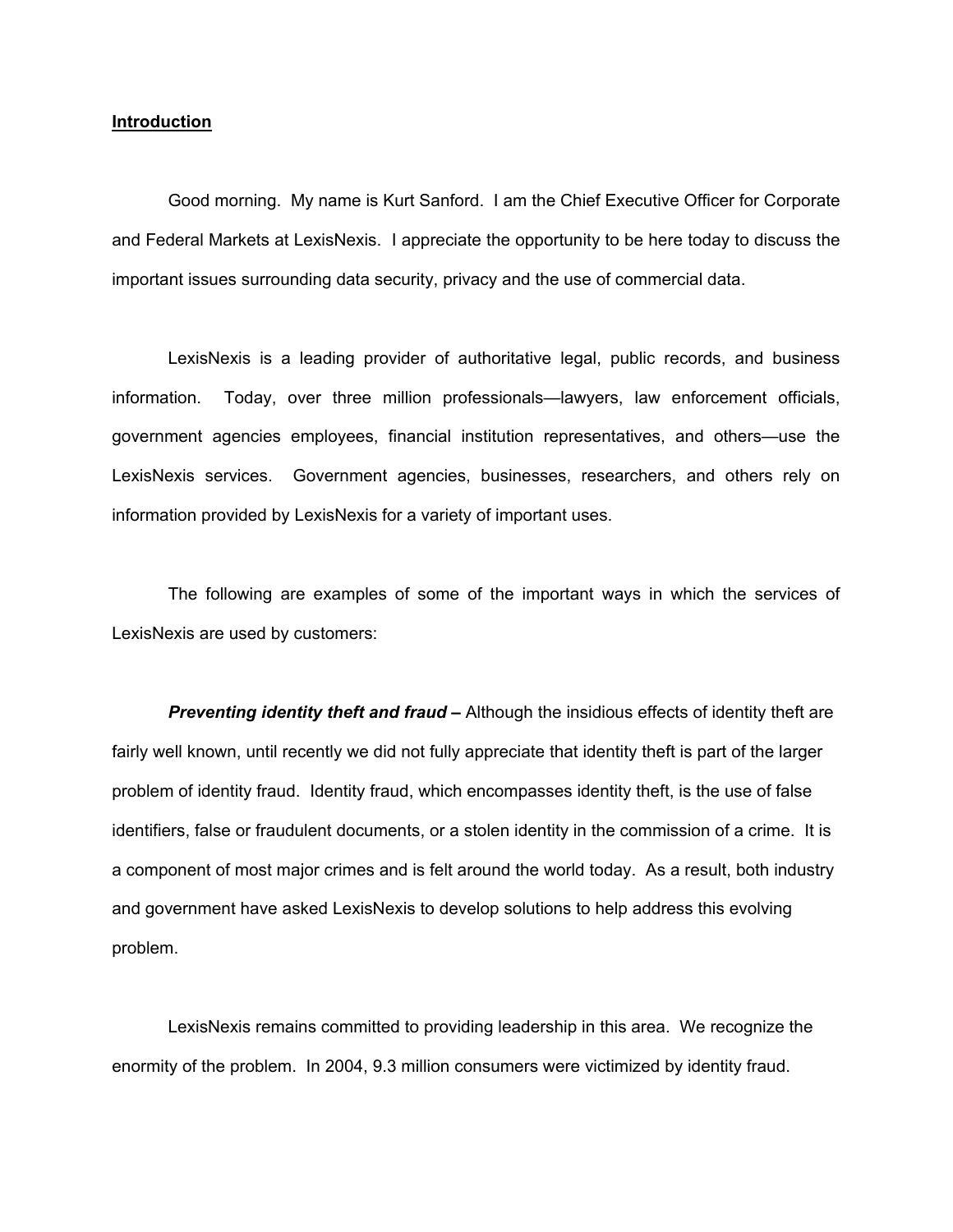**Introduction**

Good morning. My name is Kurt Sanford. I am the Chief Executive Officer for Corporate and Federal Markets at LexisNexis. I appreciate the opportunity to be here today to discuss the important issues surrounding data security, privacy and the use of commercial data.

LexisNexis is a leading provider of authoritative legal, public records, and business information. Today, over three million professionals—lawyers, law enforcement officials, government agencies employees, financial institution representatives, and others—use the LexisNexis services. Government agencies, businesses, researchers, and others rely on information provided by LexisNexis for a variety of important uses.

The following are examples of some of the important ways in which the services of LexisNexis are used by customers:

***Preventing identity theft and fraud –*** Although the insidious effects of identity theft are fairly well known, until recently we did not fully appreciate that identity theft is part of the larger problem of identity fraud. Identity fraud, which encompasses identity theft, is the use of false identifiers, false or fraudulent documents, or a stolen identity in the commission of a crime. It is a component of most major crimes and is felt around the world today. As a result, both industry and government have asked LexisNexis to develop solutions to help address this evolving problem.

LexisNexis remains committed to providing leadership in this area. We recognize the enormity of the problem. In 2004, 9.3 million consumers were victimized by identity fraud.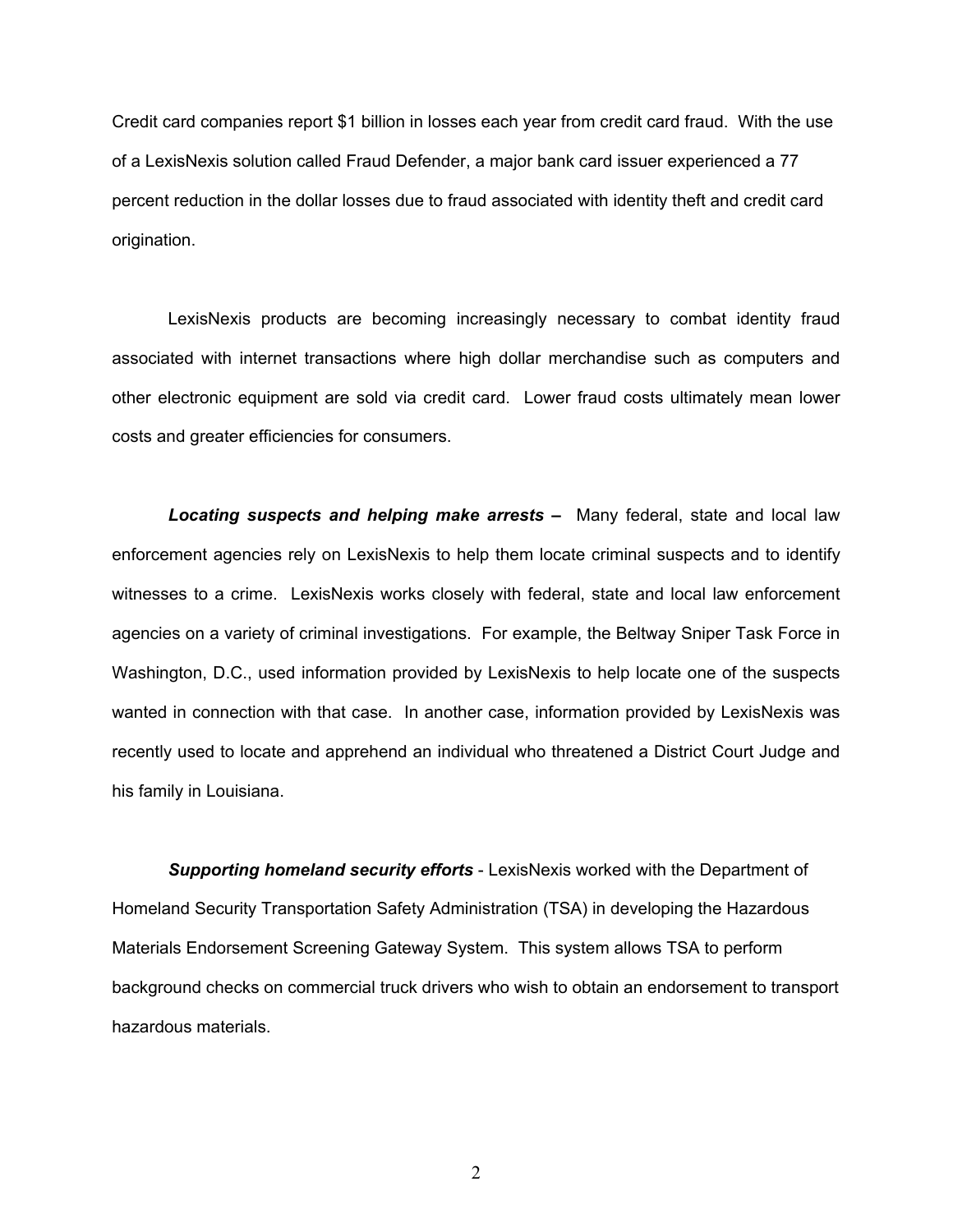Credit card companies report $1 billion in losses each year from credit card fraud. With the use of a LexisNexis solution called Fraud Defender, a major bank card issuer experienced a 77 percent reduction in the dollar losses due to fraud associated with identity theft and credit card origination.

LexisNexis products are becoming increasingly necessary to combat identity fraud associated with internet transactions where high dollar merchandise such as computers and other electronic equipment are sold via credit card. Lower fraud costs ultimately mean lower costs and greater efficiencies for consumers.

***Locating suspects and helping make arrests* –** Many federal, state and local law enforcement agencies rely on LexisNexis to help them locate criminal suspects and to identify witnesses to a crime. LexisNexis works closely with federal, state and local law enforcement agencies on a variety of criminal investigations. For example, the Beltway Sniper Task Force in Washington, D.C., used information provided by LexisNexis to help locate one of the suspects wanted in connection with that case. In another case, information provided by LexisNexis was recently used to locate and apprehend an individual who threatened a District Court Judge and his family in Louisiana.

***Supporting homeland security efforts*** - LexisNexis worked with the Department of Homeland Security Transportation Safety Administration (TSA) in developing the Hazardous Materials Endorsement Screening Gateway System. This system allows TSA to perform background checks on commercial truck drivers who wish to obtain an endorsement to transport hazardous materials.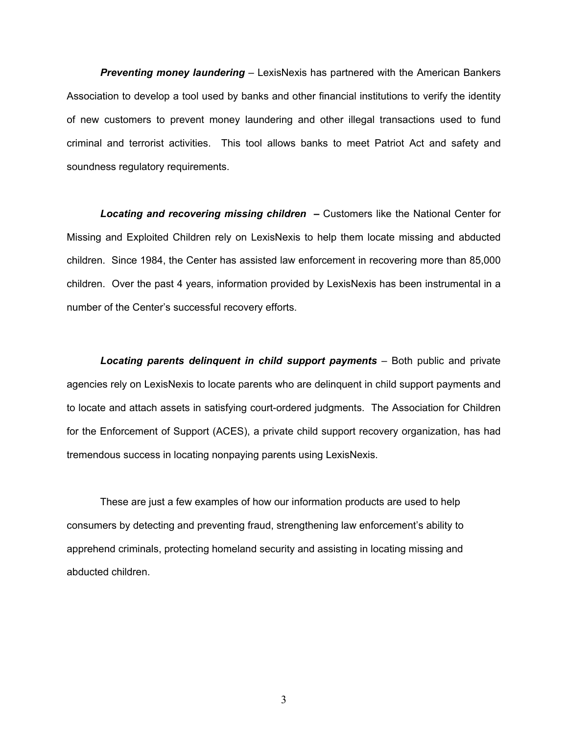***Preventing money laundering*** – LexisNexis has partnered with the American Bankers Association to develop a tool used by banks and other financial institutions to verify the identity of new customers to prevent money laundering and other illegal transactions used to fund criminal and terrorist activities. This tool allows banks to meet Patriot Act and safety and soundness regulatory requirements.

***Locating and recovering missing children*** **–** Customers like the National Center for Missing and Exploited Children rely on LexisNexis to help them locate missing and abducted children. Since 1984, the Center has assisted law enforcement in recovering more than 85,000 children. Over the past 4 years, information provided by LexisNexis has been instrumental in a number of the Center's successful recovery efforts.

***Locating parents delinquent in child support payments*** – Both public and private agencies rely on LexisNexis to locate parents who are delinquent in child support payments and to locate and attach assets in satisfying court-ordered judgments. The Association for Children for the Enforcement of Support (ACES), a private child support recovery organization, has had tremendous success in locating nonpaying parents using LexisNexis.

These are just a few examples of how our information products are used to help consumers by detecting and preventing fraud, strengthening law enforcement's ability to apprehend criminals, protecting homeland security and assisting in locating missing and abducted children.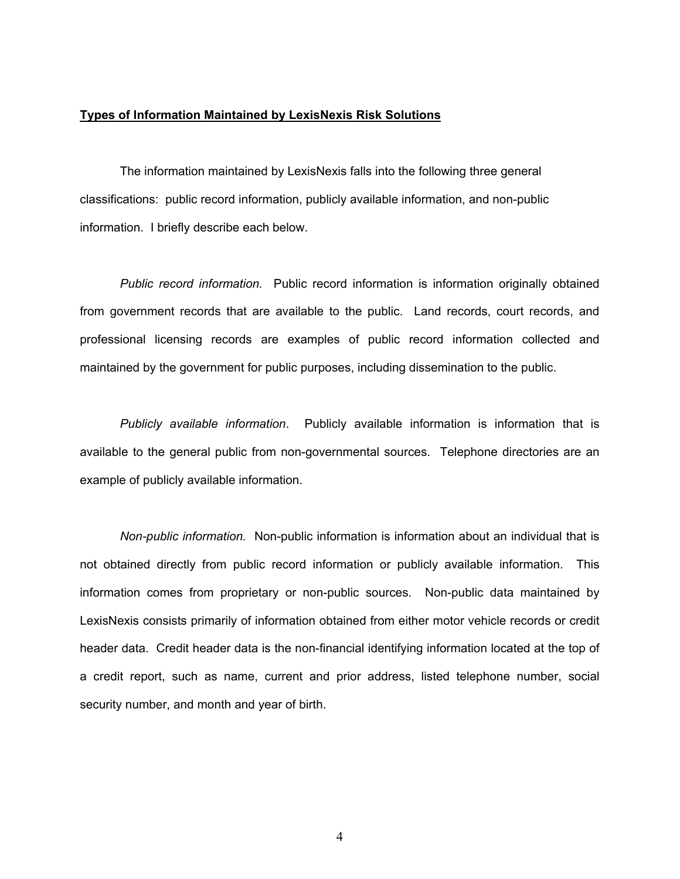**Types of Information Maintained by LexisNexis Risk Solutions**

The information maintained by LexisNexis falls into the following three general classifications: public record information, publicly available information, and non-public information. I briefly describe each below.

*Public record information.* Public record information is information originally obtained from government records that are available to the public. Land records, court records, and professional licensing records are examples of public record information collected and maintained by the government for public purposes, including dissemination to the public.

*Publicly available information*. Publicly available information is information that is available to the general public from non-governmental sources. Telephone directories are an example of publicly available information.

*Non-public information.* Non-public information is information about an individual that is not obtained directly from public record information or publicly available information. This information comes from proprietary or non-public sources. Non-public data maintained by LexisNexis consists primarily of information obtained from either motor vehicle records or credit header data. Credit header data is the non-financial identifying information located at the top of a credit report, such as name, current and prior address, listed telephone number, social security number, and month and year of birth.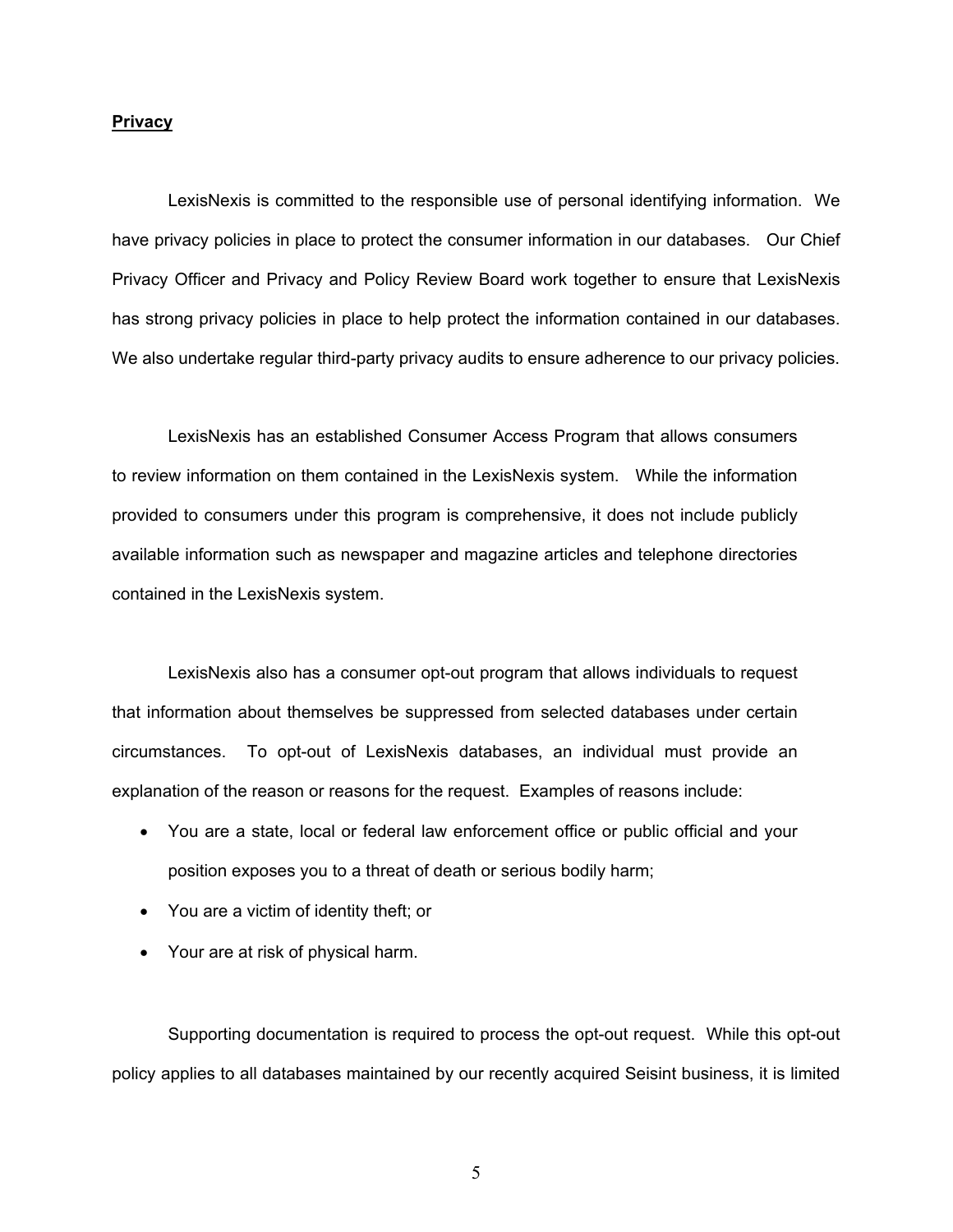**Privacy**

LexisNexis is committed to the responsible use of personal identifying information. We have privacy policies in place to protect the consumer information in our databases. Our Chief Privacy Officer and Privacy and Policy Review Board work together to ensure that LexisNexis has strong privacy policies in place to help protect the information contained in our databases. We also undertake regular third-party privacy audits to ensure adherence to our privacy policies.

LexisNexis has an established Consumer Access Program that allows consumers to review information on them contained in the LexisNexis system. While the information provided to consumers under this program is comprehensive, it does not include publicly available information such as newspaper and magazine articles and telephone directories contained in the LexisNexis system.

LexisNexis also has a consumer opt-out program that allows individuals to request that information about themselves be suppressed from selected databases under certain circumstances. To opt-out of LexisNexis databases, an individual must provide an explanation of the reason or reasons for the request. Examples of reasons include:

- You are a state, local or federal law enforcement office or public official and your position exposes you to a threat of death or serious bodily harm;
- You are a victim of identity theft; or
- Your are at risk of physical harm.

Supporting documentation is required to process the opt-out request. While this opt-out policy applies to all databases maintained by our recently acquired Seisint business, it is limited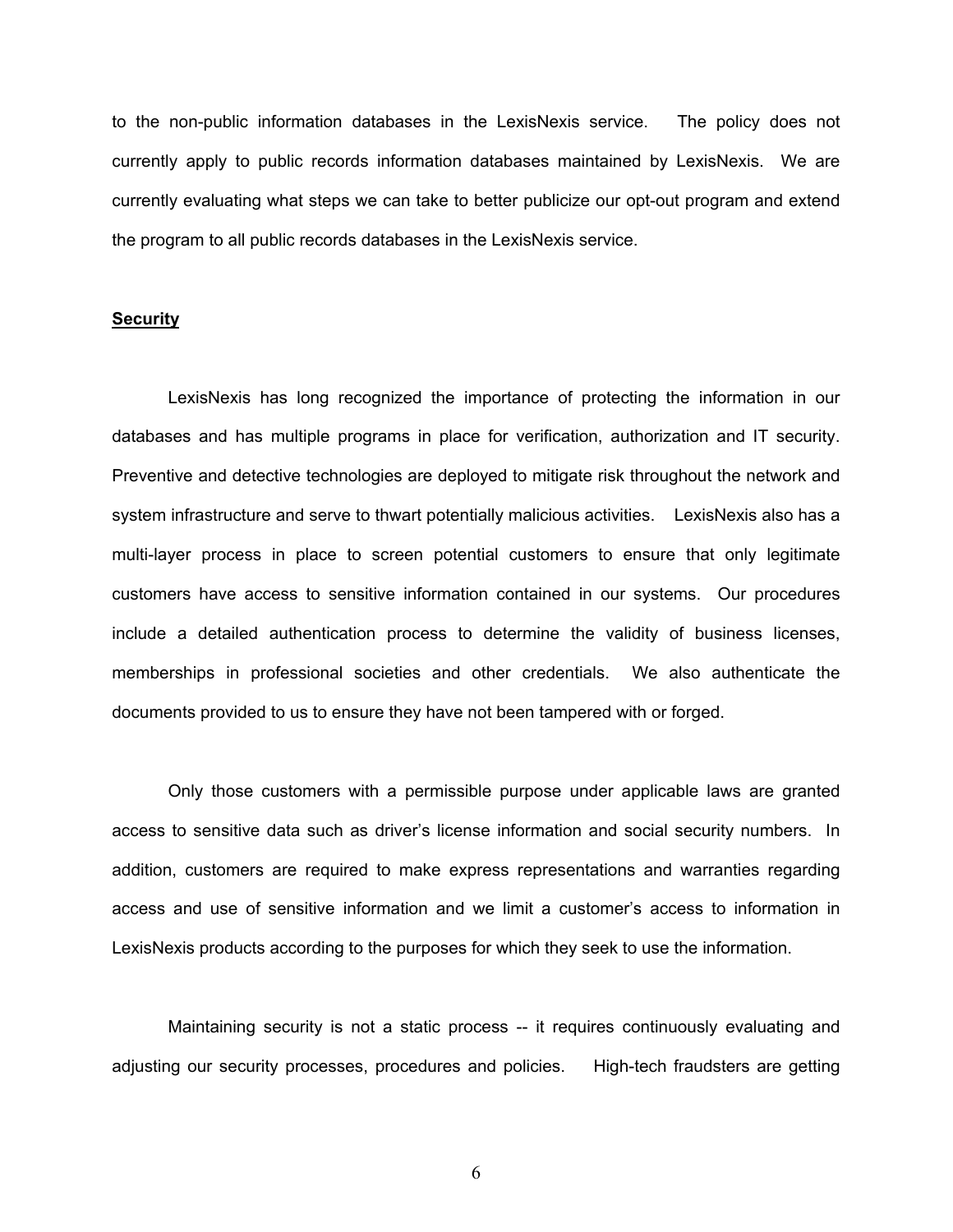to the non-public information databases in the LexisNexis service. The policy does not currently apply to public records information databases maintained by LexisNexis. We are currently evaluating what steps we can take to better publicize our opt-out program and extend the program to all public records databases in the LexisNexis service.

**<u>Security</u>**

LexisNexis has long recognized the importance of protecting the information in our databases and has multiple programs in place for verification, authorization and IT security. Preventive and detective technologies are deployed to mitigate risk throughout the network and system infrastructure and serve to thwart potentially malicious activities. LexisNexis also has a multi-layer process in place to screen potential customers to ensure that only legitimate customers have access to sensitive information contained in our systems. Our procedures include a detailed authentication process to determine the validity of business licenses, memberships in professional societies and other credentials. We also authenticate the documents provided to us to ensure they have not been tampered with or forged.

Only those customers with a permissible purpose under applicable laws are granted access to sensitive data such as driver's license information and social security numbers. In addition, customers are required to make express representations and warranties regarding access and use of sensitive information and we limit a customer's access to information in LexisNexis products according to the purposes for which they seek to use the information.

Maintaining security is not a static process -- it requires continuously evaluating and adjusting our security processes, procedures and policies. High-tech fraudsters are getting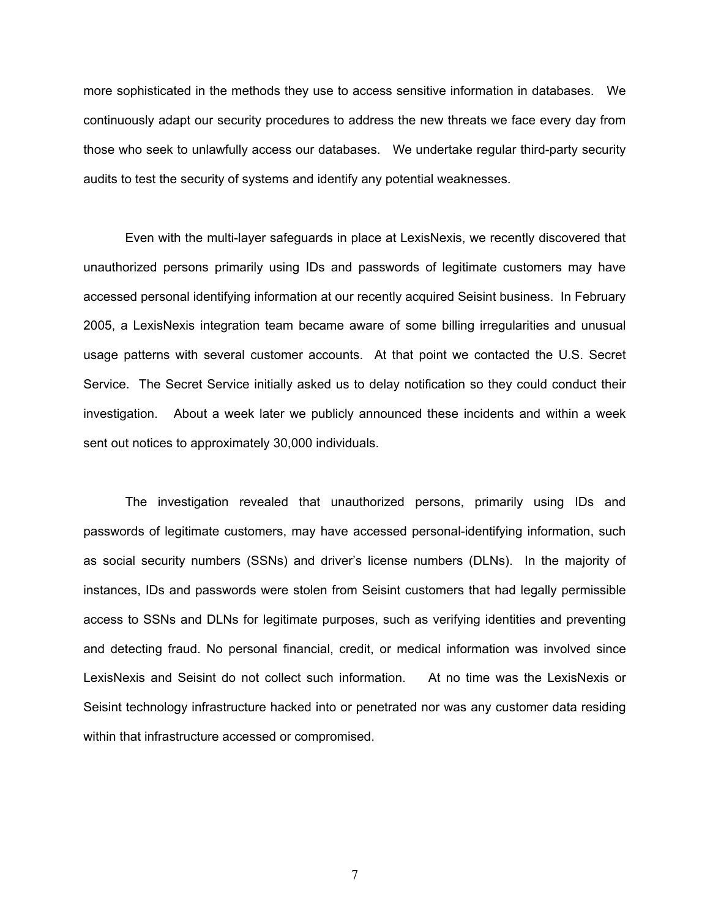more sophisticated in the methods they use to access sensitive information in databases. We continuously adapt our security procedures to address the new threats we face every day from those who seek to unlawfully access our databases. We undertake regular third-party security audits to test the security of systems and identify any potential weaknesses.

Even with the multi-layer safeguards in place at LexisNexis, we recently discovered that unauthorized persons primarily using IDs and passwords of legitimate customers may have accessed personal identifying information at our recently acquired Seisint business. In February 2005, a LexisNexis integration team became aware of some billing irregularities and unusual usage patterns with several customer accounts. At that point we contacted the U.S. Secret Service. The Secret Service initially asked us to delay notification so they could conduct their investigation. About a week later we publicly announced these incidents and within a week sent out notices to approximately 30,000 individuals.

The investigation revealed that unauthorized persons, primarily using IDs and passwords of legitimate customers, may have accessed personal-identifying information, such as social security numbers (SSNs) and driver's license numbers (DLNs). In the majority of instances, IDs and passwords were stolen from Seisint customers that had legally permissible access to SSNs and DLNs for legitimate purposes, such as verifying identities and preventing and detecting fraud. No personal financial, credit, or medical information was involved since LexisNexis and Seisint do not collect such information. At no time was the LexisNexis or Seisint technology infrastructure hacked into or penetrated nor was any customer data residing within that infrastructure accessed or compromised.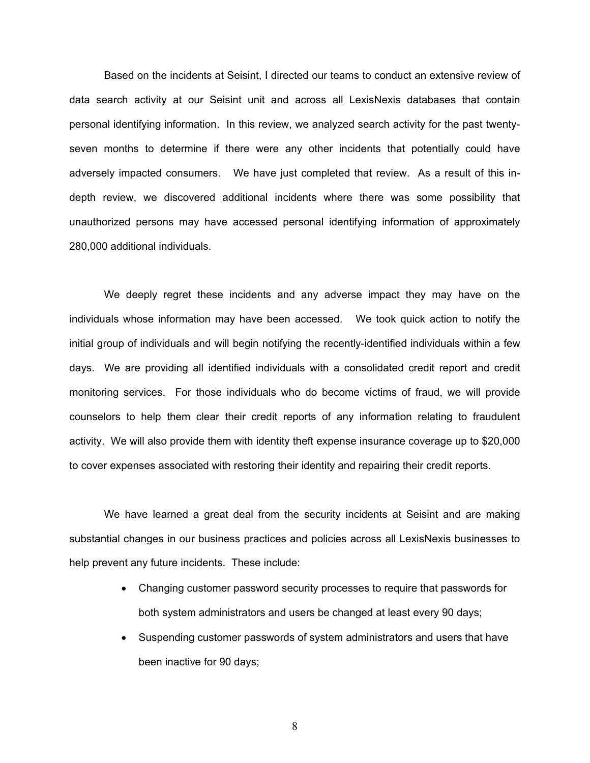Based on the incidents at Seisint, I directed our teams to conduct an extensive review of data search activity at our Seisint unit and across all LexisNexis databases that contain personal identifying information. In this review, we analyzed search activity for the past twenty-seven months to determine if there were any other incidents that potentially could have adversely impacted consumers. We have just completed that review. As a result of this in-depth review, we discovered additional incidents where there was some possibility that unauthorized persons may have accessed personal identifying information of approximately 280,000 additional individuals.

We deeply regret these incidents and any adverse impact they may have on the individuals whose information may have been accessed. We took quick action to notify the initial group of individuals and will begin notifying the recently-identified individuals within a few days. We are providing all identified individuals with a consolidated credit report and credit monitoring services. For those individuals who do become victims of fraud, we will provide counselors to help them clear their credit reports of any information relating to fraudulent activity. We will also provide them with identity theft expense insurance coverage up to $20,000 to cover expenses associated with restoring their identity and repairing their credit reports.

We have learned a great deal from the security incidents at Seisint and are making substantial changes in our business practices and policies across all LexisNexis businesses to help prevent any future incidents. These include:

- Changing customer password security processes to require that passwords for both system administrators and users be changed at least every 90 days;
- Suspending customer passwords of system administrators and users that have been inactive for 90 days;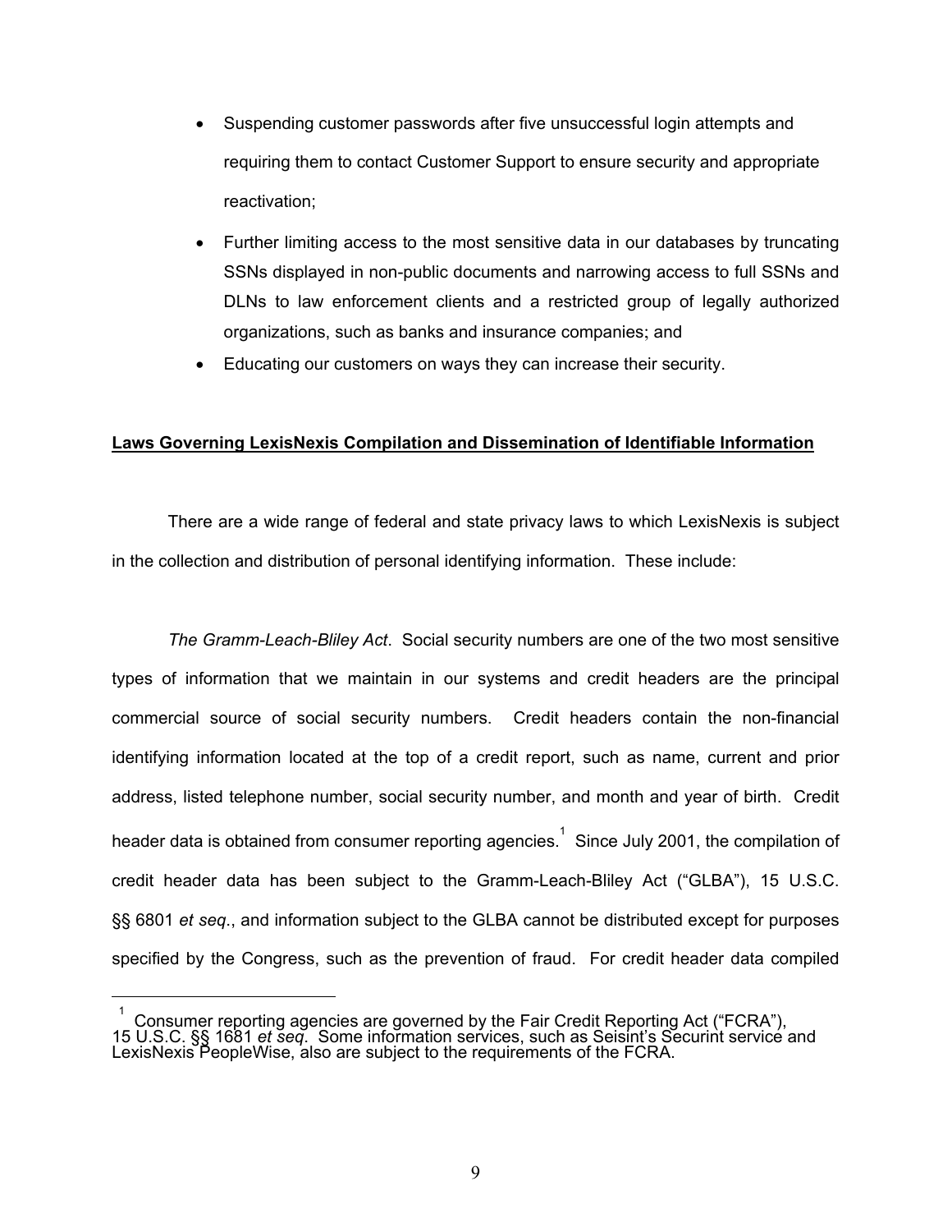- Suspending customer passwords after five unsuccessful login attempts and requiring them to contact Customer Support to ensure security and appropriate reactivation;
- Further limiting access to the most sensitive data in our databases by truncating SSNs displayed in non-public documents and narrowing access to full SSNs and DLNs to law enforcement clients and a restricted group of legally authorized organizations, such as banks and insurance companies; and
- Educating our customers on ways they can increase their security.

**Laws Governing LexisNexis Compilation and Dissemination of Identifiable Information**

There are a wide range of federal and state privacy laws to which LexisNexis is subject in the collection and distribution of personal identifying information. These include:

*The Gramm-Leach-Bliley Act*. Social security numbers are one of the two most sensitive types of information that we maintain in our systems and credit headers are the principal commercial source of social security numbers. Credit headers contain the non-financial identifying information located at the top of a credit report, such as name, current and prior address, listed telephone number, social security number, and month and year of birth. Credit header data is obtained from consumer reporting agencies.[1] Since July 2001, the compilation of credit header data has been subject to the Gramm-Leach-Bliley Act ("GLBA"), 15 U.S.C. §§ 6801 *et seq*., and information subject to the GLBA cannot be distributed except for purposes specified by the Congress, such as the prevention of fraud. For credit header data compiled

[1] Consumer reporting agencies are governed by the Fair Credit Reporting Act ("FCRA"), 15 U.S.C. §§ 1681 *et seq*. Some information services, such as Seisint's Securint service and LexisNexis PeopleWise, also are subject to the requirements of the FCRA.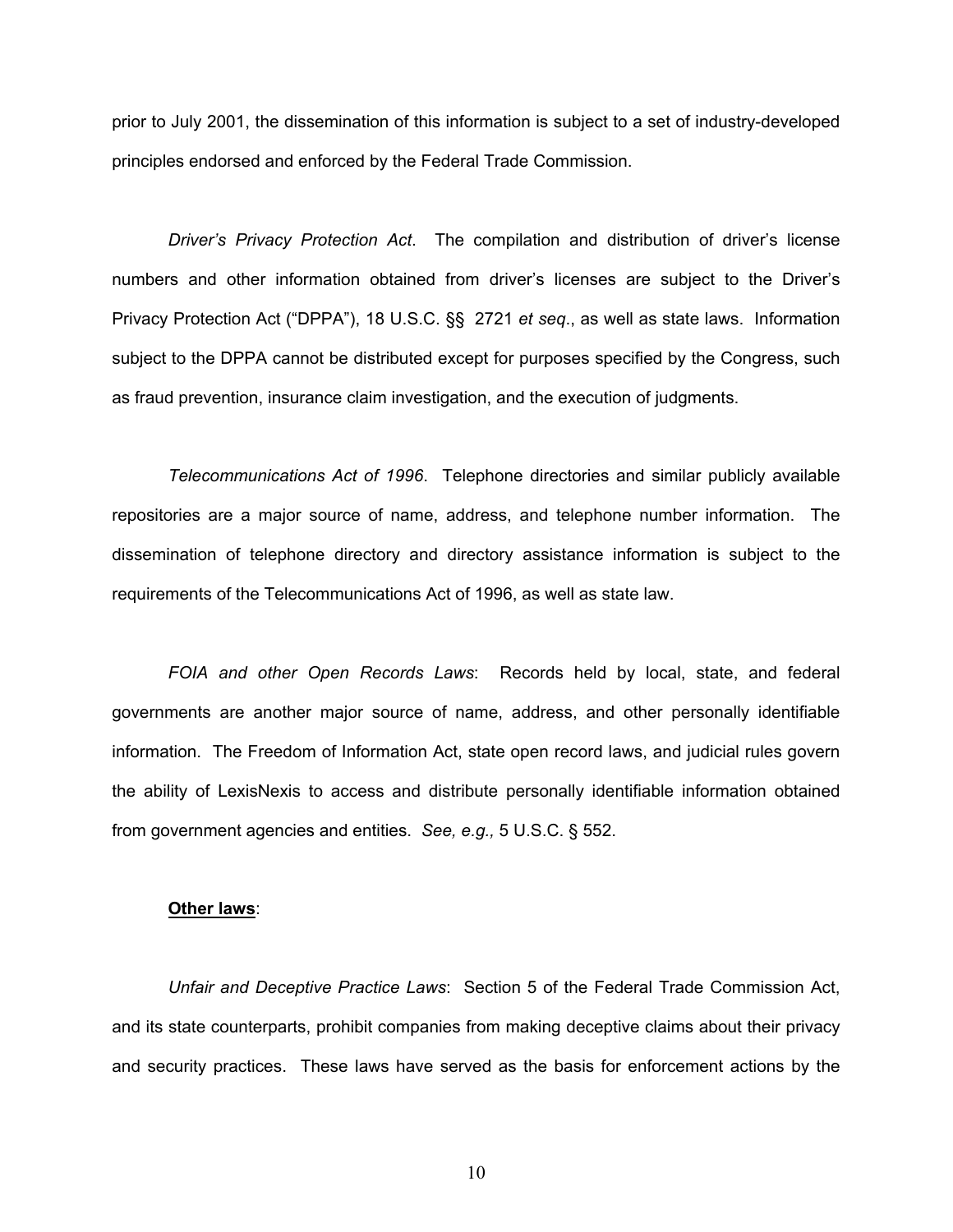prior to July 2001, the dissemination of this information is subject to a set of industry-developed principles endorsed and enforced by the Federal Trade Commission.

*Driver's Privacy Protection Act*. The compilation and distribution of driver's license numbers and other information obtained from driver's licenses are subject to the Driver's Privacy Protection Act ("DPPA"), 18 U.S.C. §§ 2721 *et seq*., as well as state laws. Information subject to the DPPA cannot be distributed except for purposes specified by the Congress, such as fraud prevention, insurance claim investigation, and the execution of judgments.

*Telecommunications Act of 1996*. Telephone directories and similar publicly available repositories are a major source of name, address, and telephone number information. The dissemination of telephone directory and directory assistance information is subject to the requirements of the Telecommunications Act of 1996, as well as state law.

*FOIA and other Open Records Laws*: Records held by local, state, and federal governments are another major source of name, address, and other personally identifiable information. The Freedom of Information Act, state open record laws, and judicial rules govern the ability of LexisNexis to access and distribute personally identifiable information obtained from government agencies and entities. *See, e.g.,* 5 U.S.C. § 552.

**Other laws**:

*Unfair and Deceptive Practice Laws*: Section 5 of the Federal Trade Commission Act, and its state counterparts, prohibit companies from making deceptive claims about their privacy and security practices. These laws have served as the basis for enforcement actions by the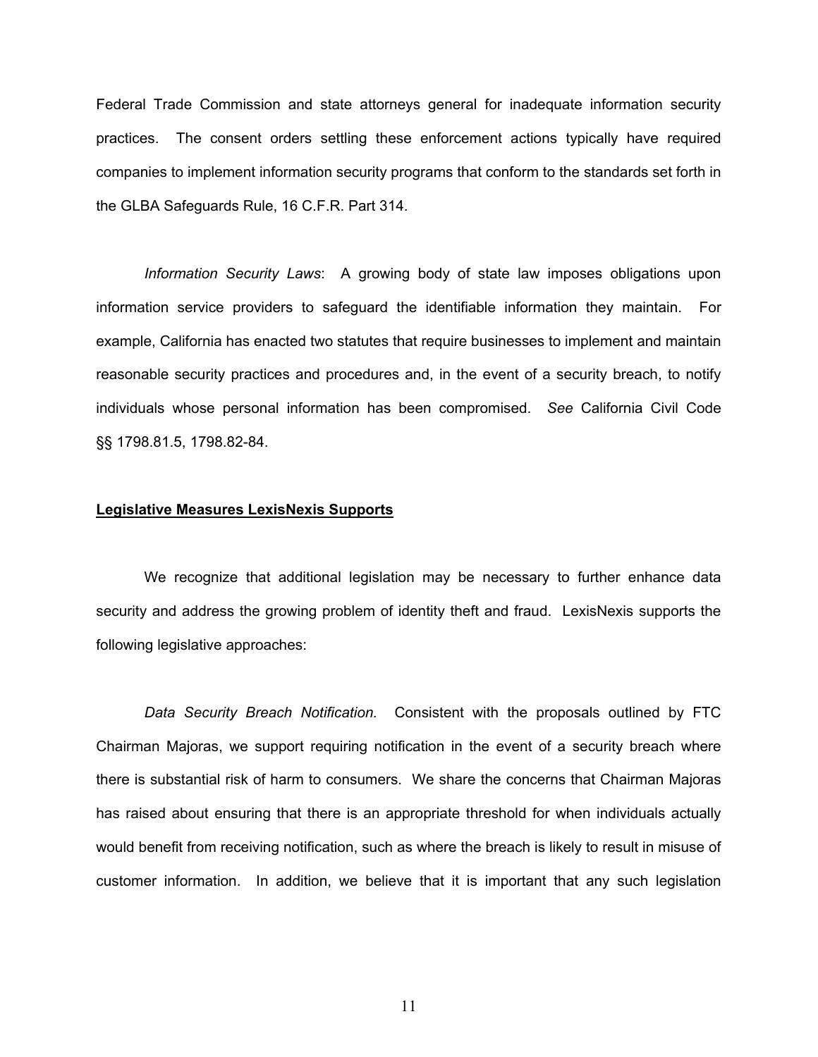Federal Trade Commission and state attorneys general for inadequate information security practices. The consent orders settling these enforcement actions typically have required companies to implement information security programs that conform to the standards set forth in the GLBA Safeguards Rule, 16 C.F.R. Part 314.

*Information Security Laws*: A growing body of state law imposes obligations upon information service providers to safeguard the identifiable information they maintain. For example, California has enacted two statutes that require businesses to implement and maintain reasonable security practices and procedures and, in the event of a security breach, to notify individuals whose personal information has been compromised. *See* California Civil Code §§ 1798.81.5, 1798.82-84.

**Legislative Measures LexisNexis Supports**

We recognize that additional legislation may be necessary to further enhance data security and address the growing problem of identity theft and fraud. LexisNexis supports the following legislative approaches:

*Data Security Breach Notification.* Consistent with the proposals outlined by FTC Chairman Majoras, we support requiring notification in the event of a security breach where there is substantial risk of harm to consumers. We share the concerns that Chairman Majoras has raised about ensuring that there is an appropriate threshold for when individuals actually would benefit from receiving notification, such as where the breach is likely to result in misuse of customer information. In addition, we believe that it is important that any such legislation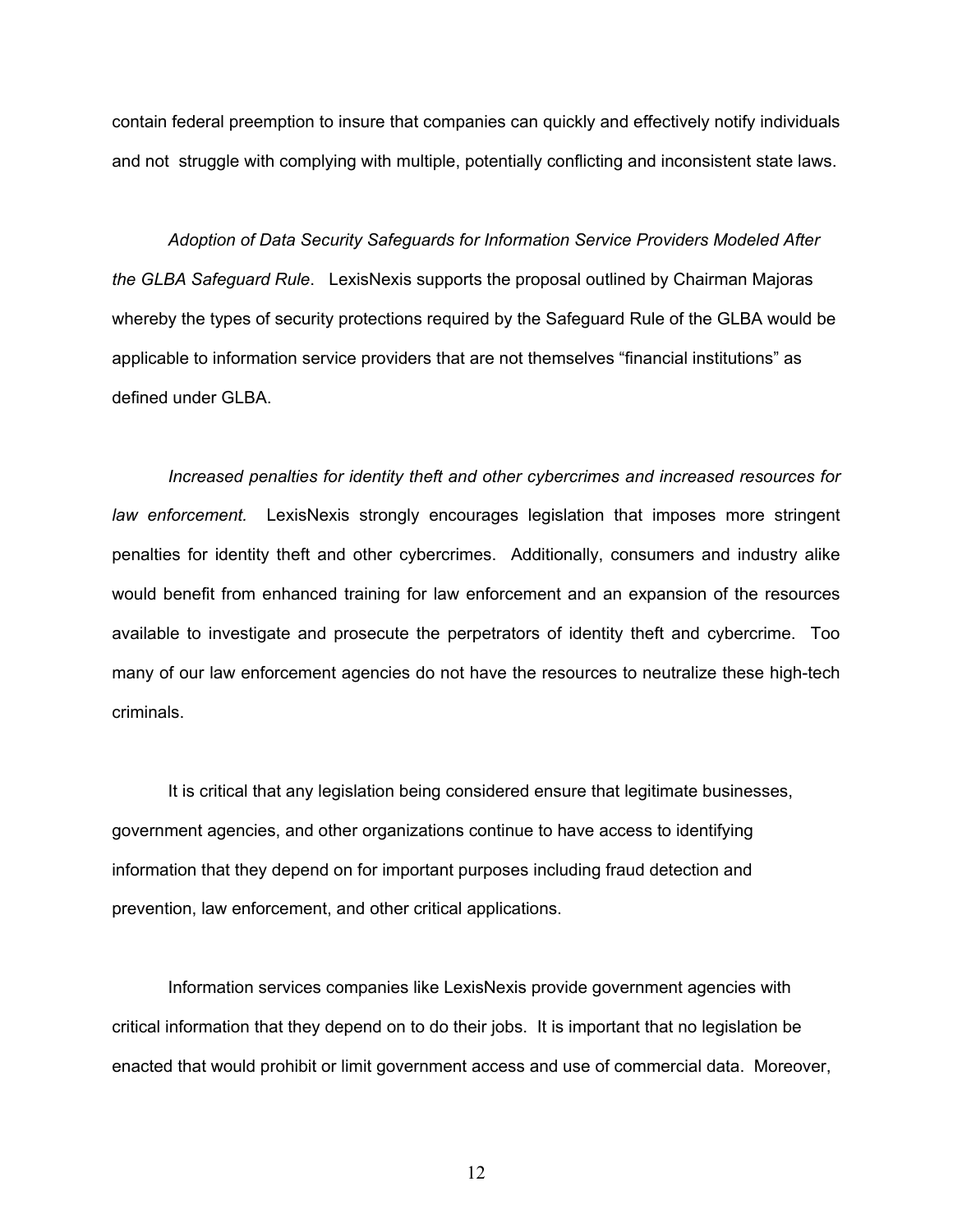contain federal preemption to insure that companies can quickly and effectively notify individuals and not struggle with complying with multiple, potentially conflicting and inconsistent state laws.

*Adoption of Data Security Safeguards for Information Service Providers Modeled After the GLBA Safeguard Rule*. LexisNexis supports the proposal outlined by Chairman Majoras whereby the types of security protections required by the Safeguard Rule of the GLBA would be applicable to information service providers that are not themselves "financial institutions" as defined under GLBA.

*Increased penalties for identity theft and other cybercrimes and increased resources for law enforcement.* LexisNexis strongly encourages legislation that imposes more stringent penalties for identity theft and other cybercrimes. Additionally, consumers and industry alike would benefit from enhanced training for law enforcement and an expansion of the resources available to investigate and prosecute the perpetrators of identity theft and cybercrime. Too many of our law enforcement agencies do not have the resources to neutralize these high-tech criminals.

It is critical that any legislation being considered ensure that legitimate businesses, government agencies, and other organizations continue to have access to identifying information that they depend on for important purposes including fraud detection and prevention, law enforcement, and other critical applications.

Information services companies like LexisNexis provide government agencies with critical information that they depend on to do their jobs. It is important that no legislation be enacted that would prohibit or limit government access and use of commercial data. Moreover,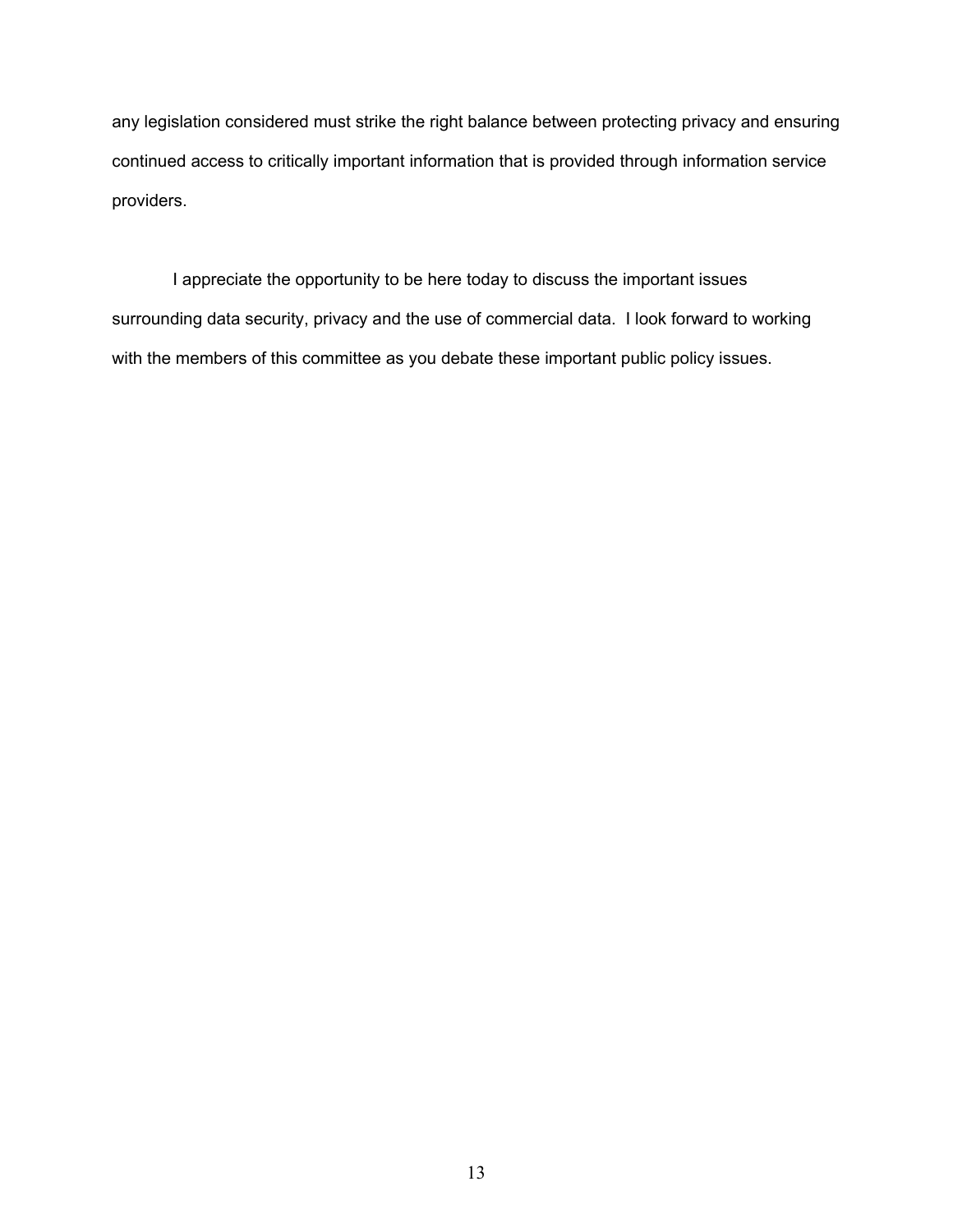any legislation considered must strike the right balance between protecting privacy and ensuring continued access to critically important information that is provided through information service providers.

I appreciate the opportunity to be here today to discuss the important issues surrounding data security, privacy and the use of commercial data. I look forward to working with the members of this committee as you debate these important public policy issues.